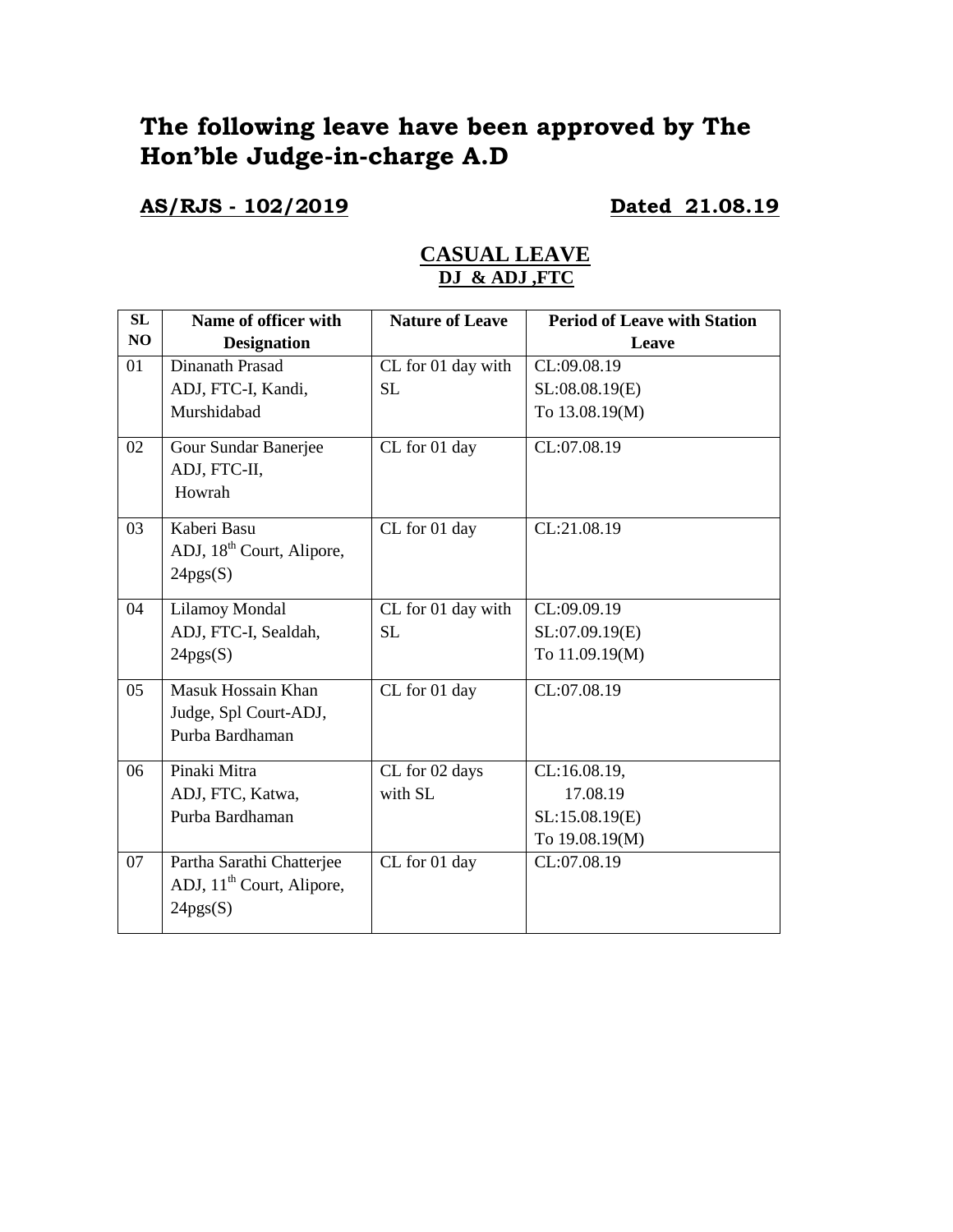# The following leave have been approved by The Hon'ble Judge-in-charge A.D

**AS/RJS - 102/2019** **Dated 21.08.19**

## CASUAL LEAVE

### DJ & ADJ ,FTC

| SL NO | Name of officer with Designation | Nature of Leave | Period of Leave with Station Leave |
|---|---|---|---|
| 01 | Dinanath Prasad ADJ, FTC-I, Kandi, Murshidabad | CL for 01 day with SL | CL:09.08.19 SL:08.08.19(E) To 13.08.19(M) |
| 02 | Gour Sundar Banerjee ADJ, FTC-II, Howrah | CL for 01 day | CL:07.08.19 |
| 03 | Kaberi Basu ADJ, 18th Court, Alipore, 24pgs(S) | CL for 01 day | CL:21.08.19 |
| 04 | Lilamoy Mondal ADJ, FTC-I, Sealdah, 24pgs(S) | CL for 01 day with SL | CL:09.09.19 SL:07.09.19(E) To 11.09.19(M) |
| 05 | Masuk Hossain Khan Judge, Spl Court-ADJ, Purba Bardhaman | CL for 01 day | CL:07.08.19 |
| 06 | Pinaki Mitra ADJ, FTC, Katwa, Purba Bardhaman | CL for 02 days with SL | CL:16.08.19, 17.08.19 SL:15.08.19(E) To 19.08.19(M) |
| 07 | Partha Sarathi Chatterjee ADJ, 11th Court, Alipore, 24pgs(S) | CL for 01 day | CL:07.08.19 |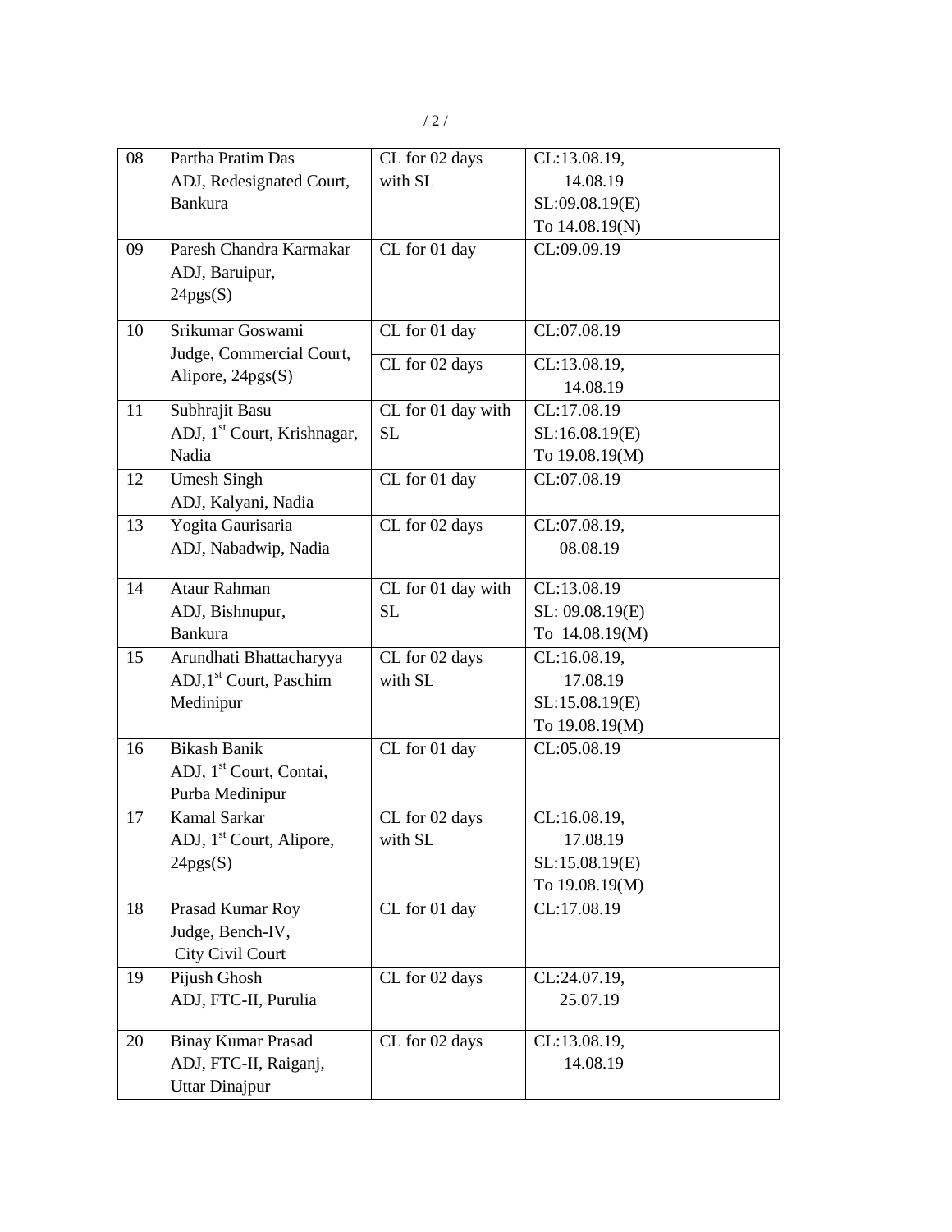| 08 | Partha Pratim Das<br>ADJ, Redesignated Court, Bankura | CL for 02 days with SL | CL:13.08.19, 14.08.19<br>SL:09.08.19(E)<br>To 14.08.19(N) |
|---|---|---|---|
| 09 | Paresh Chandra Karmakar<br>ADJ, Baruipur, 24pgs(S) | CL for 01 day | CL:09.09.19 |
| 10 | Srikumar Goswami<br>Judge, Commercial Court, Alipore, 24pgs(S) | CL for 01 day | CL:07.08.19 |
| | | CL for 02 days | CL:13.08.19, 14.08.19 |
| 11 | Subhrajit Basu<br>ADJ, 1st Court, Krishnagar, Nadia | CL for 01 day with SL | CL:17.08.19<br>SL:16.08.19(E)<br>To 19.08.19(M) |
| 12 | Umesh Singh<br>ADJ, Kalyani, Nadia | CL for 01 day | CL:07.08.19 |
| 13 | Yogita Gaurisaria<br>ADJ, Nabadwip, Nadia | CL for 02 days | CL:07.08.19, 08.08.19 |
| 14 | Ataur Rahman<br>ADJ, Bishnupur, Bankura | CL for 01 day with SL | CL:13.08.19<br>SL: 09.08.19(E)<br>To 14.08.19(M) |
| 15 | Arundhati Bhattacharyya<br>ADJ,1st Court, Paschim Medinipur | CL for 02 days with SL | CL:16.08.19, 17.08.19<br>SL:15.08.19(E)<br>To 19.08.19(M) |
| 16 | Bikash Banik<br>ADJ, 1st Court, Contai, Purba Medinipur | CL for 01 day | CL:05.08.19 |
| 17 | Kamal Sarkar<br>ADJ, 1st Court, Alipore, 24pgs(S) | CL for 02 days with SL | CL:16.08.19, 17.08.19<br>SL:15.08.19(E)<br>To 19.08.19(M) |
| 18 | Prasad Kumar Roy<br>Judge, Bench-IV, City Civil Court | CL for 01 day | CL:17.08.19 |
| 19 | Pijush Ghosh<br>ADJ, FTC-II, Purulia | CL for 02 days | CL:24.07.19, 25.07.19 |
| 20 | Binay Kumar Prasad<br>ADJ, FTC-II, Raiganj, Uttar Dinajpur | CL for 02 days | CL:13.08.19, 14.08.19 |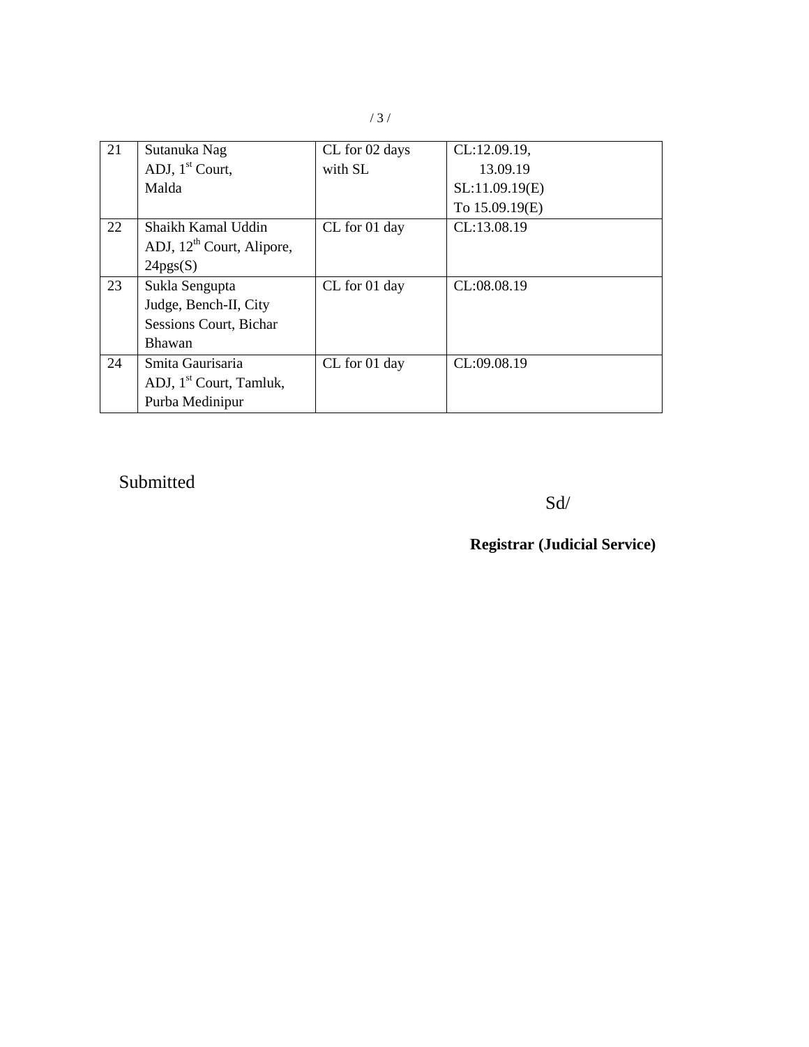| 21 | Sutanuka Nag<br>ADJ, 1st Court,<br>Malda | CL for 02 days with SL | CL:12.09.19,<br>13.09.19<br>SL:11.09.19(E)<br>To 15.09.19(E) |
|---|---|---|---|
| 22 | Shaikh Kamal Uddin<br>ADJ, 12th Court, Alipore,<br>24pgs(S) | CL for 01 day | CL:13.08.19 |
| 23 | Sukla Sengupta<br>Judge, Bench-II, City Sessions Court, Bichar Bhawan | CL for 01 day | CL:08.08.19 |
| 24 | Smita Gaurisaria<br>ADJ, 1st Court, Tamluk,<br>Purba Medinipur | CL for 01 day | CL:09.08.19 |

Submitted

Sd/

**Registrar (Judicial Service)**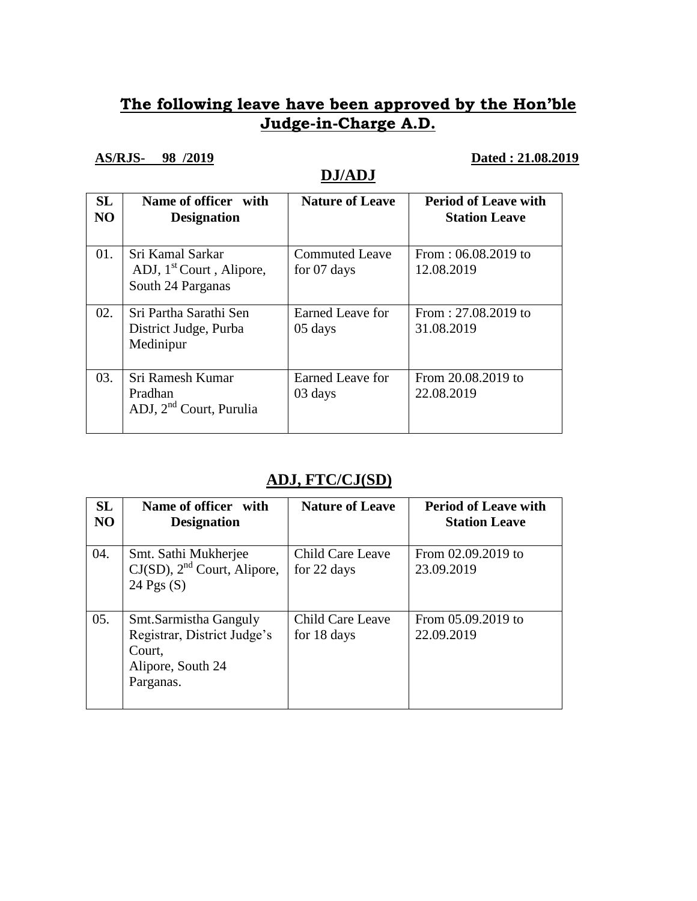## **The following leave have been approved by the Hon'ble Judge-in-Charge A.D.**

**AS/RJS- 98 /2019** **Dated : 21.08.2019**

### **DJ/ADJ**

| SL NO | Name of officer with Designation | Nature of Leave | Period of Leave with Station Leave |
|---|---|---|---|
| 01. | Sri Kamal Sarkar ADJ, 1st Court , Alipore, South 24 Parganas | Commuted Leave for 07 days | From : 06.08.2019 to 12.08.2019 |
| 02. | Sri Partha Sarathi Sen District Judge, Purba Medinipur | Earned Leave for 05 days | From : 27.08.2019 to 31.08.2019 |
| 03. | Sri Ramesh Kumar Pradhan ADJ, 2nd Court, Purulia | Earned Leave for 03 days | From 20.08.2019 to 22.08.2019 |

### **ADJ, FTC/CJ(SD)**

| SL NO | Name of officer with Designation | Nature of Leave | Period of Leave with Station Leave |
|---|---|---|---|
| 04. | Smt. Sathi Mukherjee CJ(SD), 2nd Court, Alipore, 24 Pgs (S) | Child Care Leave for 22 days | From 02.09.2019 to 23.09.2019 |
| 05. | Smt.Sarmistha Ganguly Registrar, District Judge's Court, Alipore, South 24 Parganas. | Child Care Leave for 18 days | From 05.09.2019 to 22.09.2019 |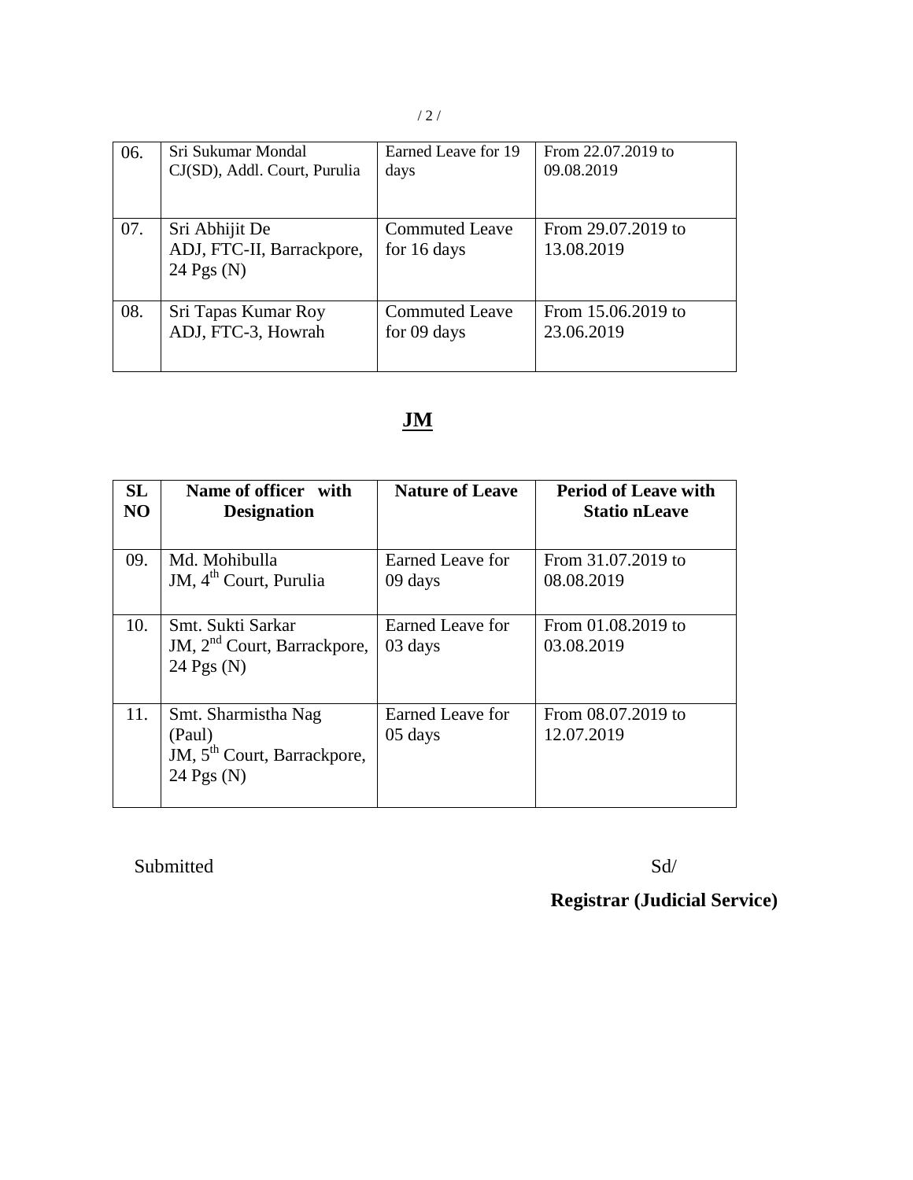| | | | |
|---|---|---|---|
| 06. | Sri Sukumar Mondal CJ(SD), Addl. Court, Purulia | Earned Leave for 19 days | From 22.07.2019 to 09.08.2019 |
| 07. | Sri Abhijit De ADJ, FTC-II, Barrackpore, 24 Pgs (N) | Commuted Leave for 16 days | From 29.07.2019 to 13.08.2019 |
| 08. | Sri Tapas Kumar Roy ADJ, FTC-3, Howrah | Commuted Leave for 09 days | From 15.06.2019 to 23.06.2019 |

## JM

| SL NO | Name of officer with Designation | Nature of Leave | Period of Leave with Statio nLeave |
|---|---|---|---|
| 09. | Md. Mohibulla JM, 4th Court, Purulia | Earned Leave for 09 days | From 31.07.2019 to 08.08.2019 |
| 10. | Smt. Sukti Sarkar JM, 2nd Court, Barrackpore, 24 Pgs (N) | Earned Leave for 03 days | From 01.08.2019 to 03.08.2019 |
| 11. | Smt. Sharmistha Nag (Paul) JM, 5th Court, Barrackpore, 24 Pgs (N) | Earned Leave for 05 days | From 08.07.2019 to 12.07.2019 |

Submitted

Sd/

**Registrar (Judicial Service)**